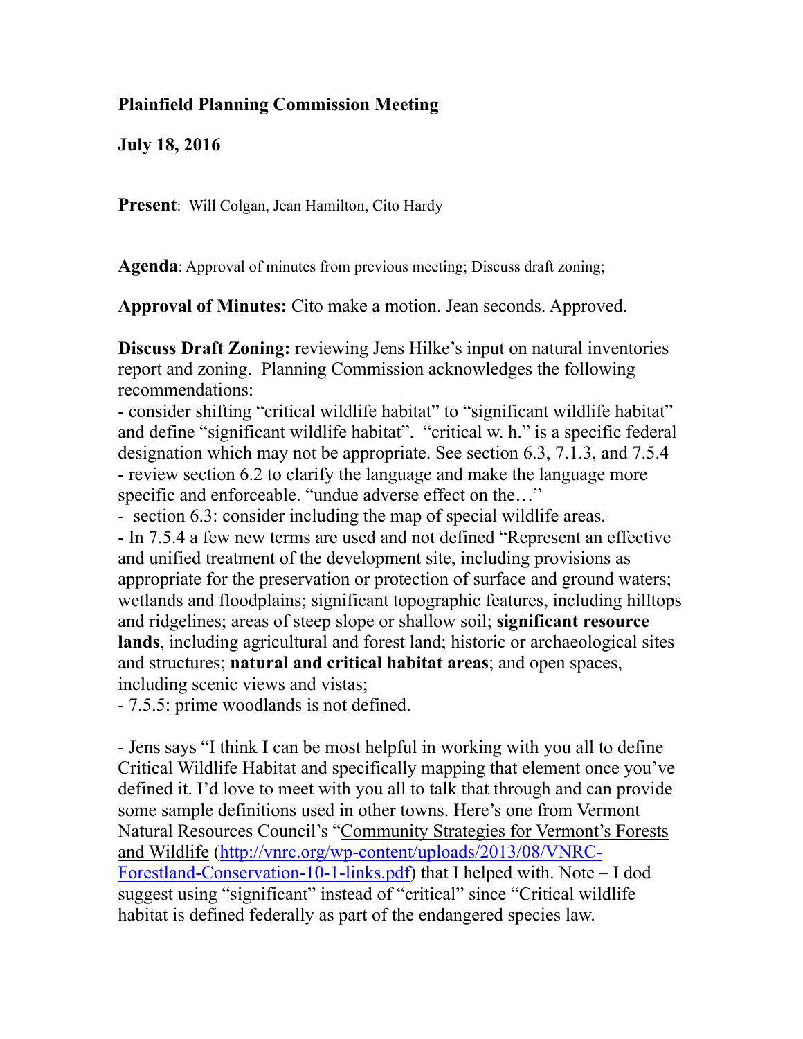**Plainfield Planning Commission Meeting**

**July 18, 2016**

**Present**: Will Colgan, Jean Hamilton, Cito Hardy

**Agenda**: Approval of minutes from previous meeting; Discuss draft zoning;

**Approval of Minutes:** Cito make a motion. Jean seconds. Approved.

**Discuss Draft Zoning:** reviewing Jens Hilke's input on natural inventories report and zoning. Planning Commission acknowledges the following recommendations:

- consider shifting "critical wildlife habitat" to "significant wildlife habitat" and define "significant wildlife habitat". "critical w. h." is a specific federal designation which may not be appropriate. See section 6.3, 7.1.3, and 7.5.4
- review section 6.2 to clarify the language and make the language more specific and enforceable. "undue adverse effect on the…"
- section 6.3: consider including the map of special wildlife areas.
- In 7.5.4 a few new terms are used and not defined "Represent an effective and unified treatment of the development site, including provisions as appropriate for the preservation or protection of surface and ground waters; wetlands and floodplains; significant topographic features, including hilltops and ridgelines; areas of steep slope or shallow soil; **significant resource lands**, including agricultural and forest land; historic or archaeological sites and structures; **natural and critical habitat areas**; and open spaces, including scenic views and vistas;
- 7.5.5: prime woodlands is not defined.

- Jens says "I think I can be most helpful in working with you all to define Critical Wildlife Habitat and specifically mapping that element once you've defined it. I'd love to meet with you all to talk that through and can provide some sample definitions used in other towns. Here's one from Vermont Natural Resources Council's "Community Strategies for Vermont's Forests and Wildlife (http://vnrc.org/wp-content/uploads/2013/08/VNRC-Forestland-Conservation-10-1-links.pdf) that I helped with. Note – I dod suggest using "significant" instead of "critical" since "Critical wildlife habitat is defined federally as part of the endangered species law.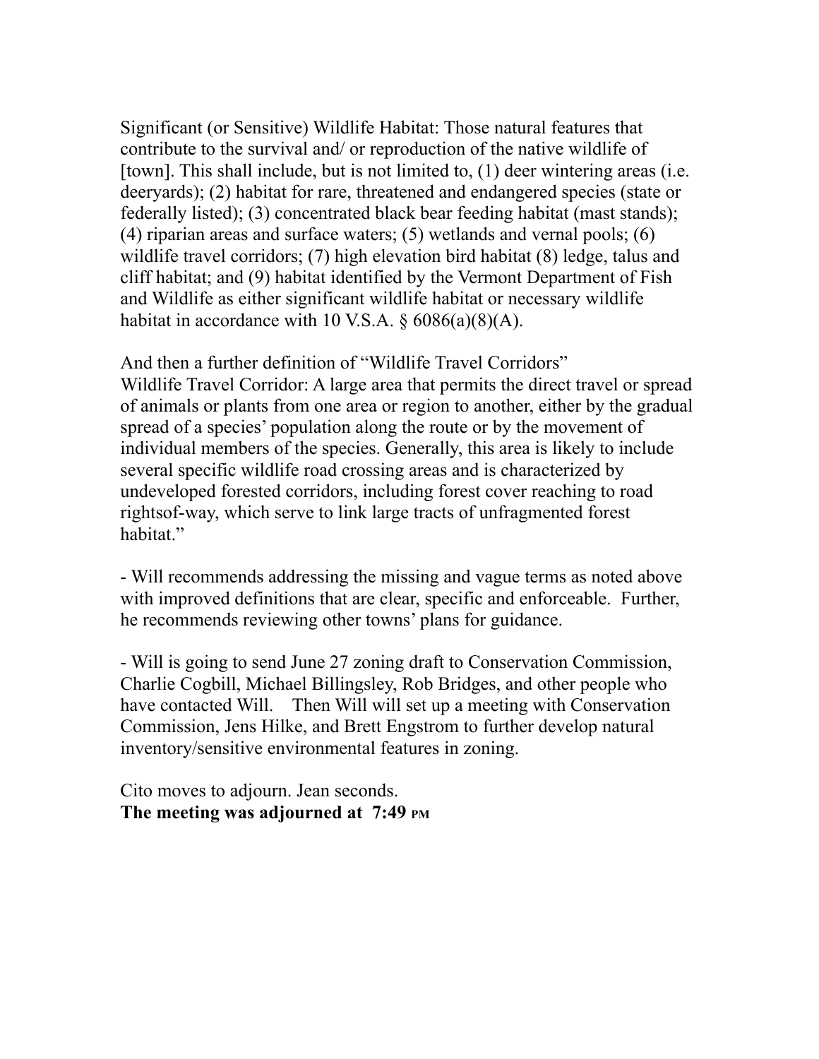Significant (or Sensitive) Wildlife Habitat: Those natural features that contribute to the survival and/ or reproduction of the native wildlife of [town]. This shall include, but is not limited to, (1) deer wintering areas (i.e. deeryards); (2) habitat for rare, threatened and endangered species (state or federally listed); (3) concentrated black bear feeding habitat (mast stands); (4) riparian areas and surface waters; (5) wetlands and vernal pools; (6) wildlife travel corridors; (7) high elevation bird habitat (8) ledge, talus and cliff habitat; and (9) habitat identified by the Vermont Department of Fish and Wildlife as either significant wildlife habitat or necessary wildlife habitat in accordance with 10 V.S.A. § 6086(a)(8)(A).

And then a further definition of "Wildlife Travel Corridors"
Wildlife Travel Corridor: A large area that permits the direct travel or spread of animals or plants from one area or region to another, either by the gradual spread of a species' population along the route or by the movement of individual members of the species. Generally, this area is likely to include several specific wildlife road crossing areas and is characterized by undeveloped forested corridors, including forest cover reaching to road rightsof-way, which serve to link large tracts of unfragmented forest habitat."

- Will recommends addressing the missing and vague terms as noted above with improved definitions that are clear, specific and enforceable. Further, he recommends reviewing other towns' plans for guidance.

- Will is going to send June 27 zoning draft to Conservation Commission, Charlie Cogbill, Michael Billingsley, Rob Bridges, and other people who have contacted Will. Then Will will set up a meeting with Conservation Commission, Jens Hilke, and Brett Engstrom to further develop natural inventory/sensitive environmental features in zoning.

Cito moves to adjourn. Jean seconds.
**The meeting was adjourned at 7:49 PM**